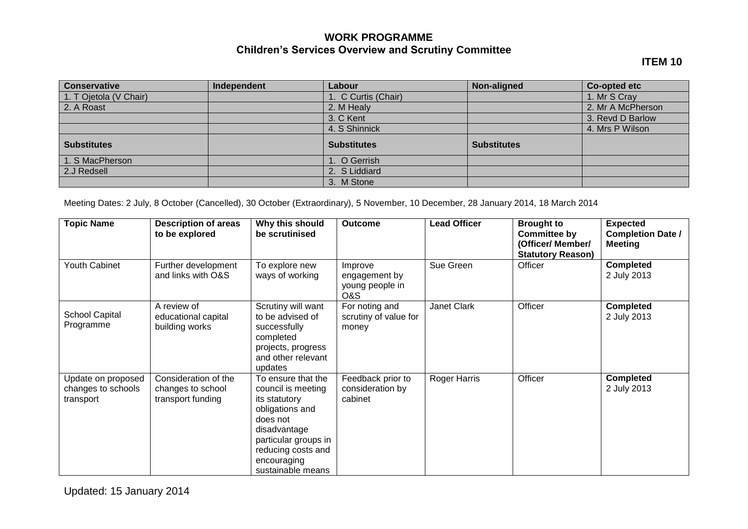# WORK PROGRAMME
## Children's Services Overview and Scrutiny Committee

**ITEM 10**

| Conservative | Independent | Labour | Non-aligned | Co-opted etc |
|---|---|---|---|---|
| 1. T Ojetola (V Chair) | | 1. C Curtis (Chair) | | 1. Mr S Cray |
| 2. A Roast | | 2. M Healy | | 2. Mr A McPherson |
| | | 3. C Kent | | 3. Revd D Barlow |
| | | 4. S Shinnick | | 4. Mrs P Wilson |
| **Substitutes** | | **Substitutes** | **Substitutes** | |
| 1. S MacPherson | | 1. O Gerrish | | |
| 2.J Redsell | | 2. S Liddiard | | |
| | | 3. M Stone | | |

Meeting Dates: 2 July, 8 October (Cancelled), 30 October (Extraordinary), 5 November, 10 December, 28 January 2014, 18 March 2014

| Topic Name | Description of areas to be explored | Why this should be scrutinised | Outcome | Lead Officer | Brought to Committee by (Officer/ Member/ Statutory Reason) | Expected Completion Date / Meeting |
|---|---|---|---|---|---|---|
| Youth Cabinet | Further development and links with O&S | To explore new ways of working | Improve engagement by young people in O&S | Sue Green | Officer | **Completed** 2 July 2013 |
| School Capital Programme | A review of educational capital building works | Scrutiny will want to be advised of successfully completed projects, progress and other relevant updates | For noting and scrutiny of value for money | Janet Clark | Officer | **Completed** 2 July 2013 |
| Update on proposed changes to schools transport | Consideration of the changes to school transport funding | To ensure that the council is meeting its statutory obligations and does not disadvantage particular groups in reducing costs and encouraging sustainable means | Feedback prior to consideration by cabinet | Roger Harris | Officer | **Completed** 2 July 2013 |

Updated: 15 January 2014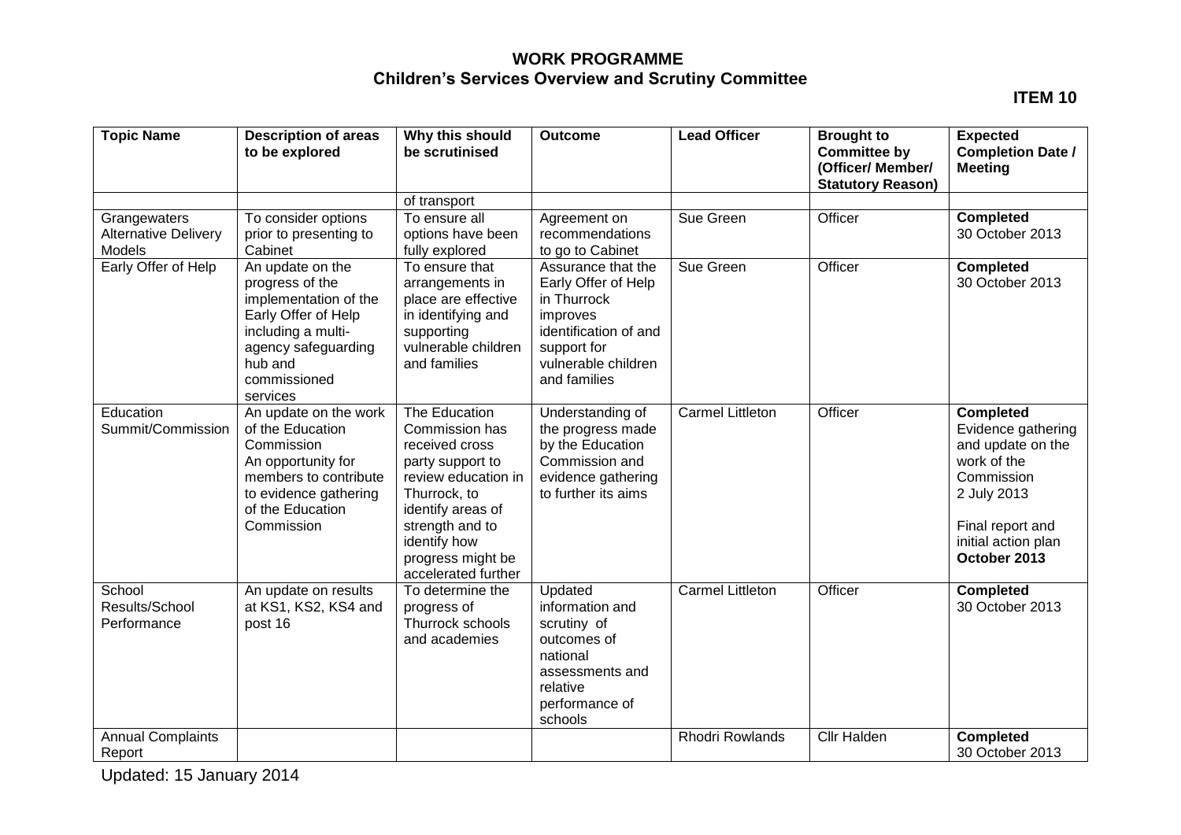# WORK PROGRAMME
## Children's Services Overview and Scrutiny Committee

**ITEM 10**

| Topic Name | Description of areas to be explored | Why this should be scrutinised | Outcome | Lead Officer | Brought to Committee by (Officer/ Member/ Statutory Reason) | Expected Completion Date / Meeting |
|---|---|---|---|---|---|---|
| | | of transport | | | | |
| Grangewaters Alternative Delivery Models | To consider options prior to presenting to Cabinet | To ensure all options have been fully explored | Agreement on recommendations to go to Cabinet | Sue Green | Officer | **Completed** 30 October 2013 |
| Early Offer of Help | An update on the progress of the implementation of the Early Offer of Help including a multi-agency safeguarding hub and commissioned services | To ensure that arrangements in place are effective in identifying and supporting vulnerable children and families | Assurance that the Early Offer of Help in Thurrock improves identification of and support for vulnerable children and families | Sue Green | Officer | **Completed** 30 October 2013 |
| Education Summit/Commission | An update on the work of the Education Commission An opportunity for members to contribute to evidence gathering of the Education Commission | The Education Commission has received cross party support to review education in Thurrock, to identify areas of strength and to identify how progress might be accelerated further | Understanding of the progress made by the Education Commission and evidence gathering to further its aims | Carmel Littleton | Officer | **Completed** Evidence gathering and update on the work of the Commission 2 July 2013<br><br>Final report and initial action plan **October 2013** |
| School Results/School Performance | An update on results at KS1, KS2, KS4 and post 16 | To determine the progress of Thurrock schools and academies | Updated information and scrutiny of outcomes of national assessments and relative performance of schools | Carmel Littleton | Officer | **Completed** 30 October 2013 |
| Annual Complaints Report | | | | Rhodri Rowlands | Cllr Halden | **Completed** 30 October 2013 |

Updated: 15 January 2014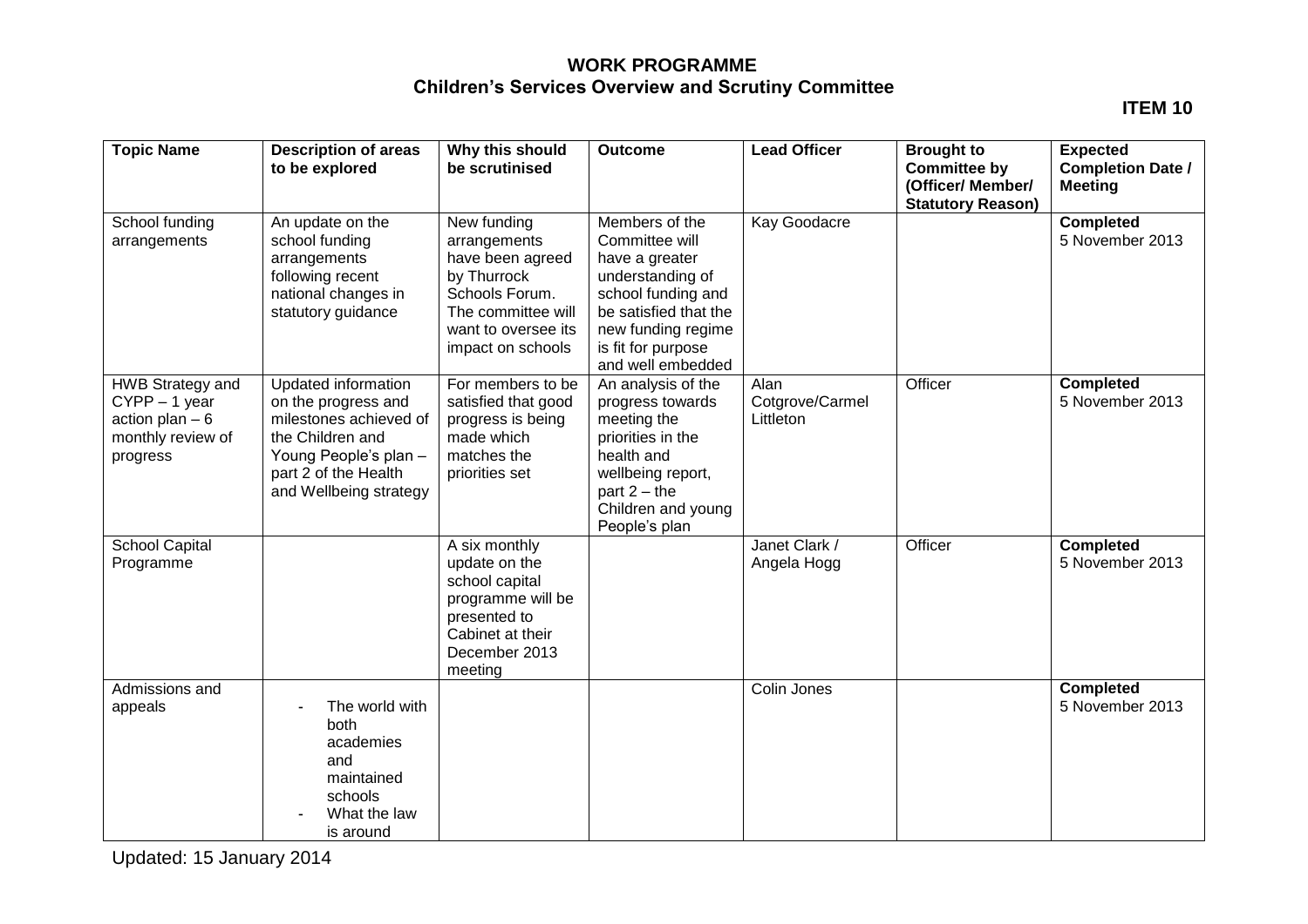**WORK PROGRAMME**
**Children's Services Overview and Scrutiny Committee**

**ITEM 10**

| Topic Name | Description of areas to be explored | Why this should be scrutinised | Outcome | Lead Officer | Brought to Committee by (Officer/ Member/ Statutory Reason) | Expected Completion Date / Meeting |
|---|---|---|---|---|---|---|
| School funding arrangements | An update on the school funding arrangements following recent national changes in statutory guidance | New funding arrangements have been agreed by Thurrock Schools Forum. The committee will want to oversee its impact on schools | Members of the Committee will have a greater understanding of school funding and be satisfied that the new funding regime is fit for purpose and well embedded | Kay Goodacre | | **Completed** 5 November 2013 |
| HWB Strategy and CYPP – 1 year action plan – 6 monthly review of progress | Updated information on the progress and milestones achieved of the Children and Young People's plan – part 2 of the Health and Wellbeing strategy | For members to be satisfied that good progress is being made which matches the priorities set | An analysis of the progress towards meeting the priorities in the health and wellbeing report, part 2 – the Children and young People's plan | Alan Cotgrove/Carmel Littleton | Officer | **Completed** 5 November 2013 |
| School Capital Programme | | A six monthly update on the school capital programme will be presented to Cabinet at their December 2013 meeting | | Janet Clark / Angela Hogg | Officer | **Completed** 5 November 2013 |
| Admissions and appeals | - The world with both academies and maintained schools<br>- What the law is around | | | Colin Jones | | **Completed** 5 November 2013 |

Updated: 15 January 2014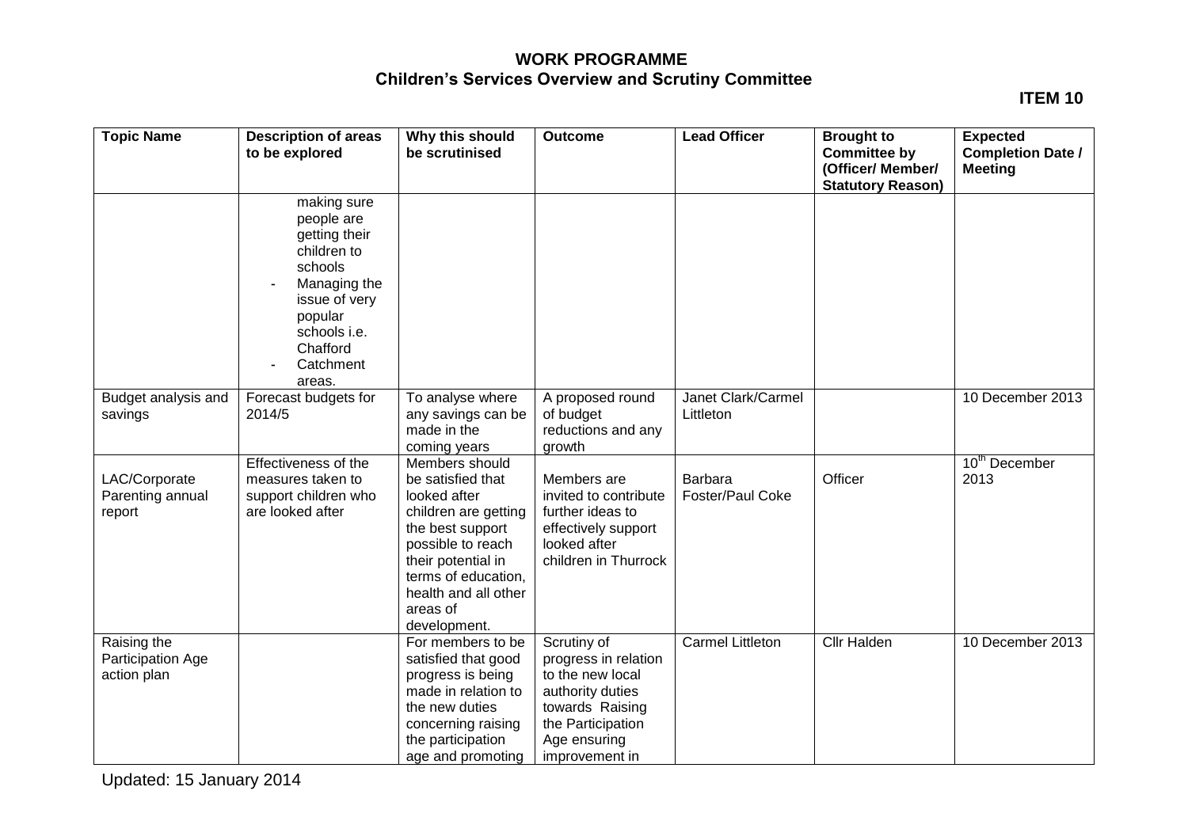**WORK PROGRAMME**
**Children's Services Overview and Scrutiny Committee**

**ITEM 10**

| Topic Name | Description of areas to be explored | Why this should be scrutinised | Outcome | Lead Officer | Brought to Committee by (Officer/ Member/ Statutory Reason) | Expected Completion Date / Meeting |
|---|---|---|---|---|---|---|
| | making sure people are getting their children to schools<br>- Managing the issue of very popular schools i.e. Chafford<br>- Catchment areas. | | | | | |
| Budget analysis and savings | Forecast budgets for 2014/5 | To analyse where any savings can be made in the coming years | A proposed round of budget reductions and any growth | Janet Clark/Carmel Littleton | | 10 December 2013 |
| LAC/Corporate Parenting annual report | Effectiveness of the measures taken to support children who are looked after | Members should be satisfied that looked after children are getting the best support possible to reach their potential in terms of education, health and all other areas of development. | Members are invited to contribute further ideas to effectively support looked after children in Thurrock | Barbara Foster/Paul Coke | Officer | 10th December 2013 |
| Raising the Participation Age action plan | | For members to be satisfied that good progress is being made in relation to the new duties concerning raising the participation age and promoting | Scrutiny of progress in relation to the new local authority duties towards Raising the Participation Age ensuring improvement in | Carmel Littleton | Cllr Halden | 10 December 2013 |

Updated: 15 January 2014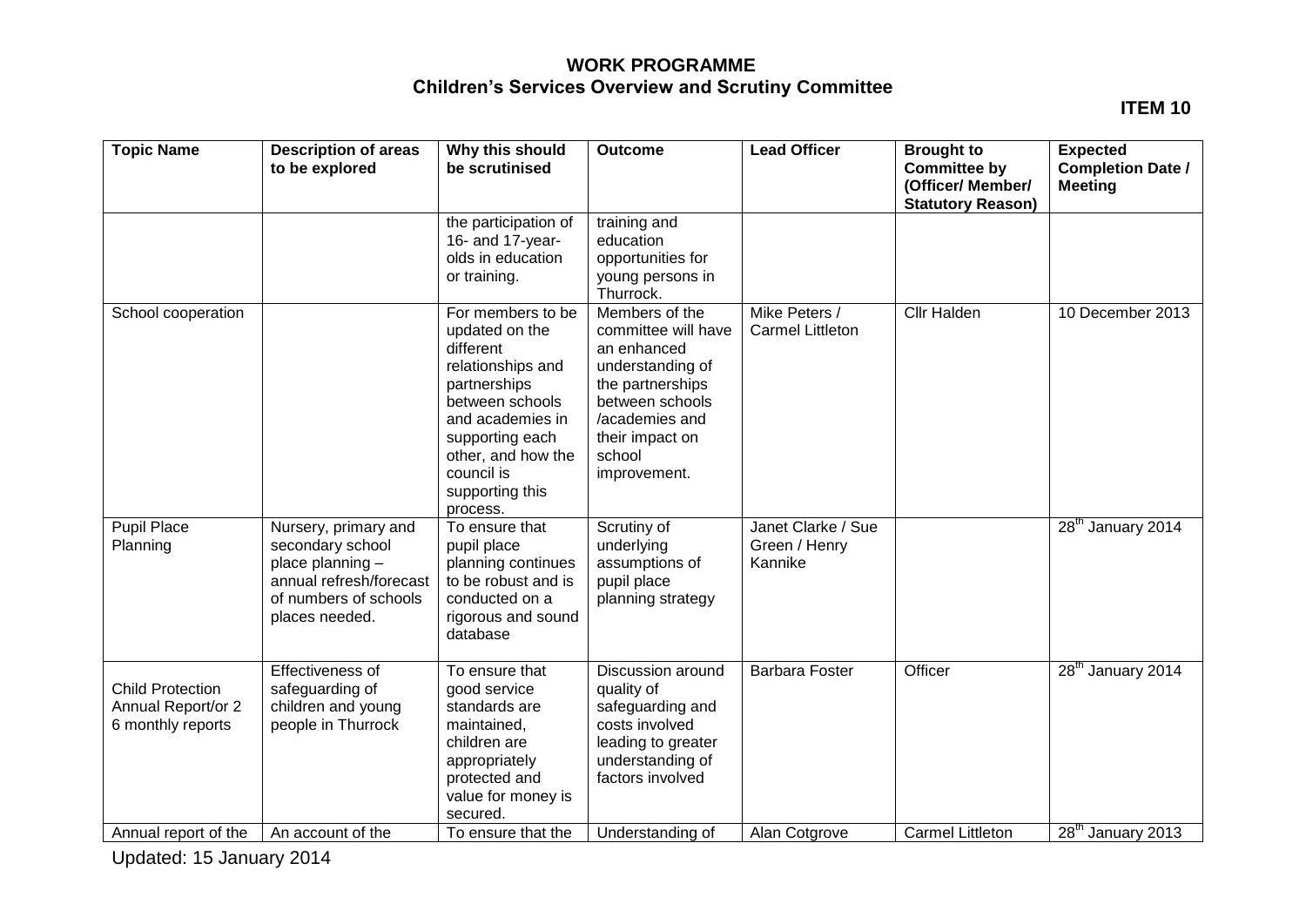# WORK PROGRAMME
## Children's Services Overview and Scrutiny Committee

**ITEM 10**

| Topic Name | Description of areas to be explored | Why this should be scrutinised | Outcome | Lead Officer | Brought to Committee by (Officer/ Member/ Statutory Reason) | Expected Completion Date / Meeting |
|---|---|---|---|---|---|---|
| | | the participation of 16- and 17-year-olds in education or training. | training and education opportunities for young persons in Thurrock. | | | |
| School cooperation | | For members to be updated on the different relationships and partnerships between schools and academies in supporting each other, and how the council is supporting this process. | Members of the committee will have an enhanced understanding of the partnerships between schools /academies and their impact on school improvement. | Mike Peters / Carmel Littleton | Cllr Halden | 10 December 2013 |
| Pupil Place Planning | Nursery, primary and secondary school place planning – annual refresh/forecast of numbers of schools places needed. | To ensure that pupil place planning continues to be robust and is conducted on a rigorous and sound database | Scrutiny of underlying assumptions of pupil place planning strategy | Janet Clarke / Sue Green / Henry Kannike | | 28th January 2014 |
| Child Protection Annual Report/or 2 6 monthly reports | Effectiveness of safeguarding of children and young people in Thurrock | To ensure that good service standards are maintained, children are appropriately protected and value for money is secured. | Discussion around quality of safeguarding and costs involved leading to greater understanding of factors involved | Barbara Foster | Officer | 28th January 2014 |
| Annual report of the | An account of the | To ensure that the | Understanding of | Alan Cotgrove | Carmel Littleton | 28th January 2013 |

Updated: 15 January 2014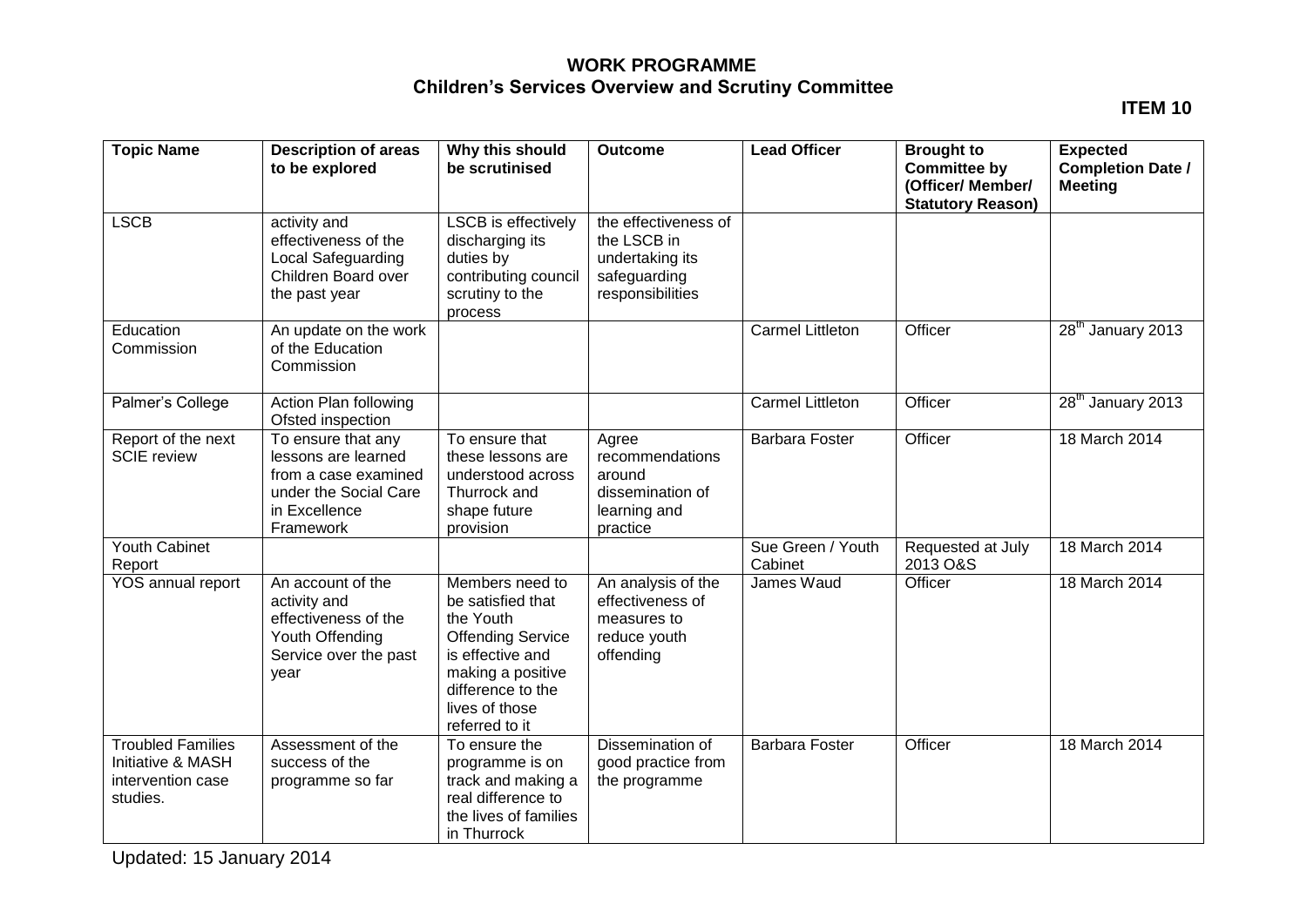# WORK PROGRAMME
## Children's Services Overview and Scrutiny Committee

**ITEM 10**

| Topic Name | Description of areas to be explored | Why this should be scrutinised | Outcome | Lead Officer | Brought to Committee by (Officer/ Member/ Statutory Reason) | Expected Completion Date / Meeting |
|---|---|---|---|---|---|---|
| LSCB | activity and effectiveness of the Local Safeguarding Children Board over the past year | LSCB is effectively discharging its duties by contributing council scrutiny to the process | the effectiveness of the LSCB in undertaking its safeguarding responsibilities | | | |
| Education Commission | An update on the work of the Education Commission | | | Carmel Littleton | Officer | 28th January 2013 |
| Palmer's College | Action Plan following Ofsted inspection | | | Carmel Littleton | Officer | 28th January 2013 |
| Report of the next SCIE review | To ensure that any lessons are learned from a case examined under the Social Care in Excellence Framework | To ensure that these lessons are understood across Thurrock and shape future provision | Agree recommendations around dissemination of learning and practice | Barbara Foster | Officer | 18 March 2014 |
| Youth Cabinet Report | | | | Sue Green / Youth Cabinet | Requested at July 2013 O&S | 18 March 2014 |
| YOS annual report | An account of the activity and effectiveness of the Youth Offending Service over the past year | Members need to be satisfied that the Youth Offending Service is effective and making a positive difference to the lives of those referred to it | An analysis of the effectiveness of measures to reduce youth offending | James Waud | Officer | 18 March 2014 |
| Troubled Families Initiative & MASH intervention case studies. | Assessment of the success of the programme so far | To ensure the programme is on track and making a real difference to the lives of families in Thurrock | Dissemination of good practice from the programme | Barbara Foster | Officer | 18 March 2014 |

Updated: 15 January 2014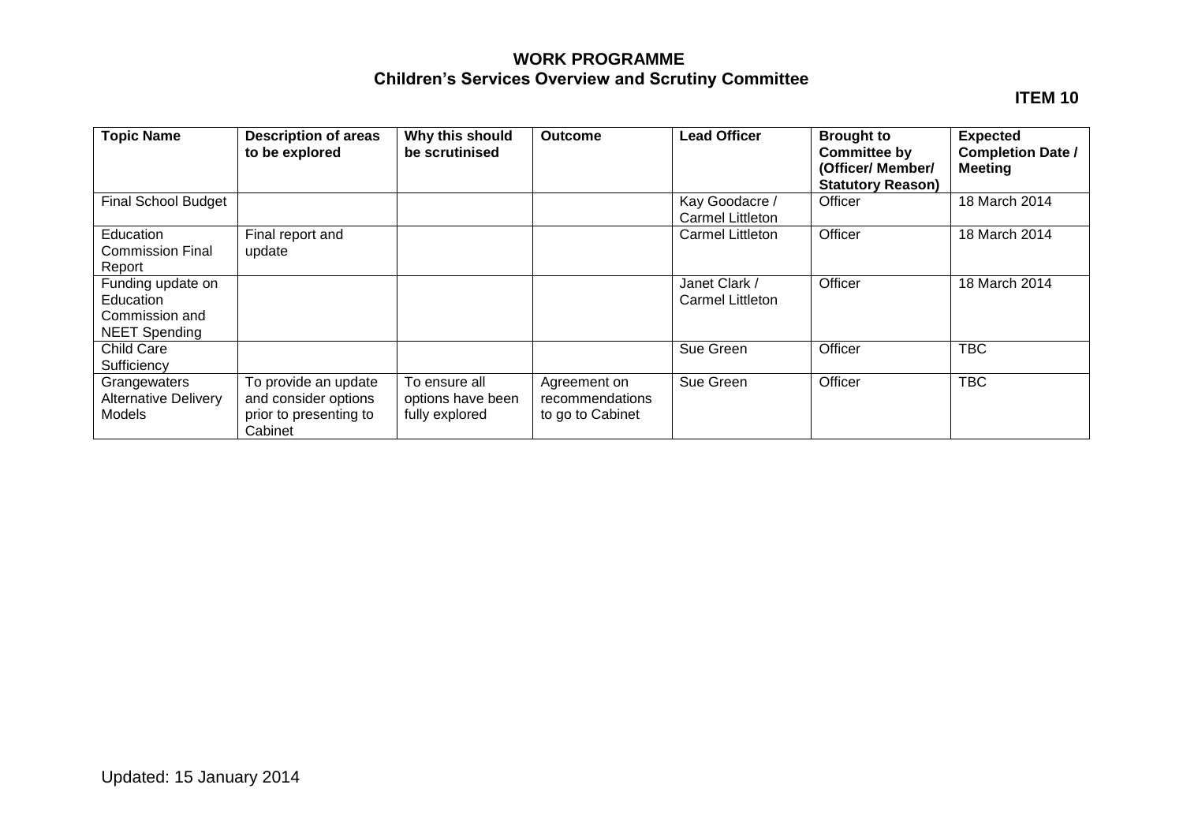# WORK PROGRAMME
## Children's Services Overview and Scrutiny Committee

**ITEM 10**

| Topic Name | Description of areas to be explored | Why this should be scrutinised | Outcome | Lead Officer | Brought to Committee by (Officer/ Member/ Statutory Reason) | Expected Completion Date / Meeting |
|---|---|---|---|---|---|---|
| Final School Budget | | | | Kay Goodacre / Carmel Littleton | Officer | 18 March 2014 |
| Education Commission Final Report | Final report and update | | | Carmel Littleton | Officer | 18 March 2014 |
| Funding update on Education Commission and NEET Spending | | | | Janet Clark / Carmel Littleton | Officer | 18 March 2014 |
| Child Care Sufficiency | | | | Sue Green | Officer | TBC |
| Grangewaters Alternative Delivery Models | To provide an update and consider options prior to presenting to Cabinet | To ensure all options have been fully explored | Agreement on recommendations to go to Cabinet | Sue Green | Officer | TBC |

Updated: 15 January 2014